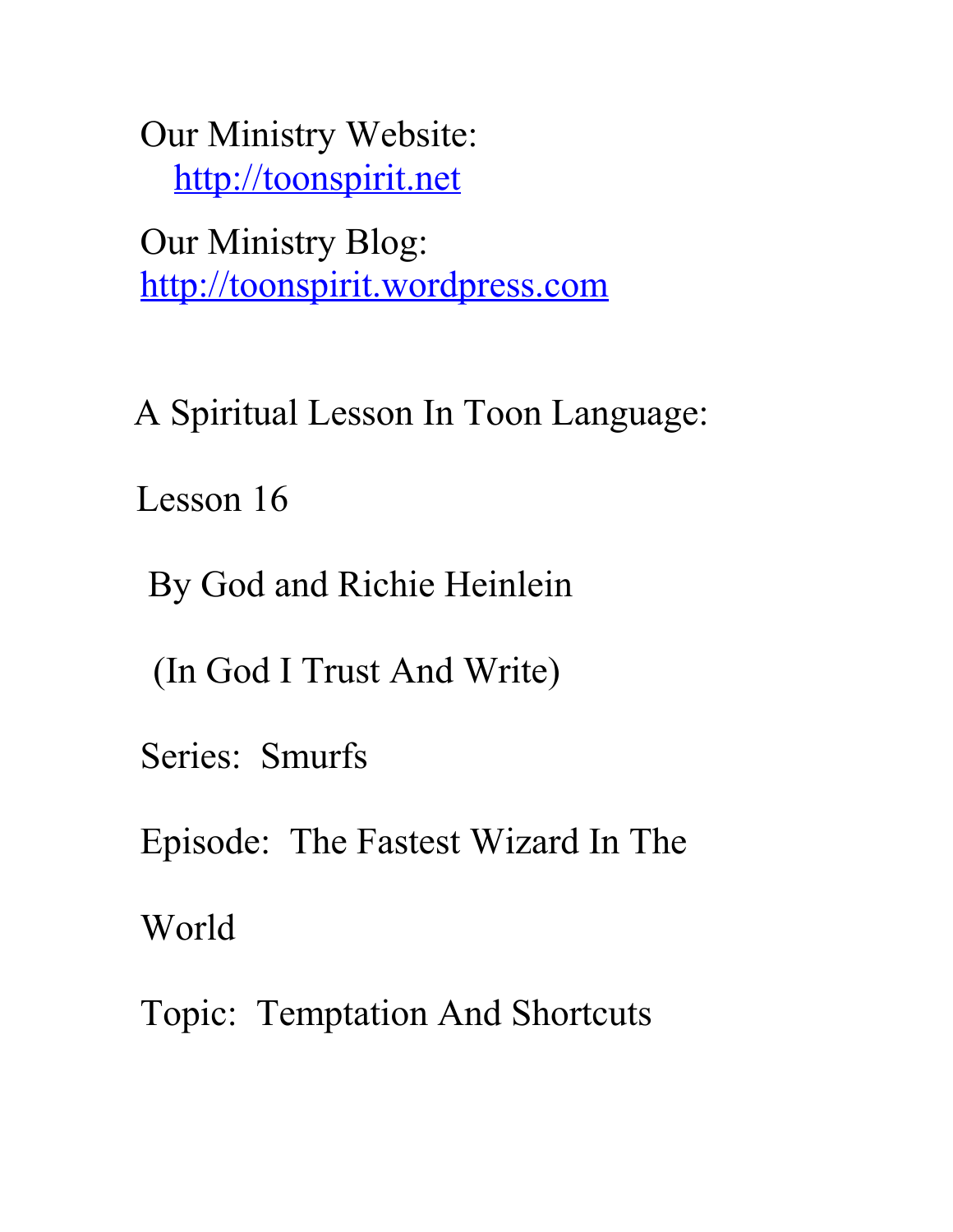Our Ministry Website:
[http://toonspirit.net](http://toonspirit.net)

Our Ministry Blog:
[http://toonspirit.wordpress.com](http://toonspirit.wordpress.com)

A Spiritual Lesson In Toon Language:

Lesson 16

By God and Richie Heinlein

(In God I Trust And Write)

Series: Smurfs

Episode: The Fastest Wizard In The World

Topic: Temptation And Shortcuts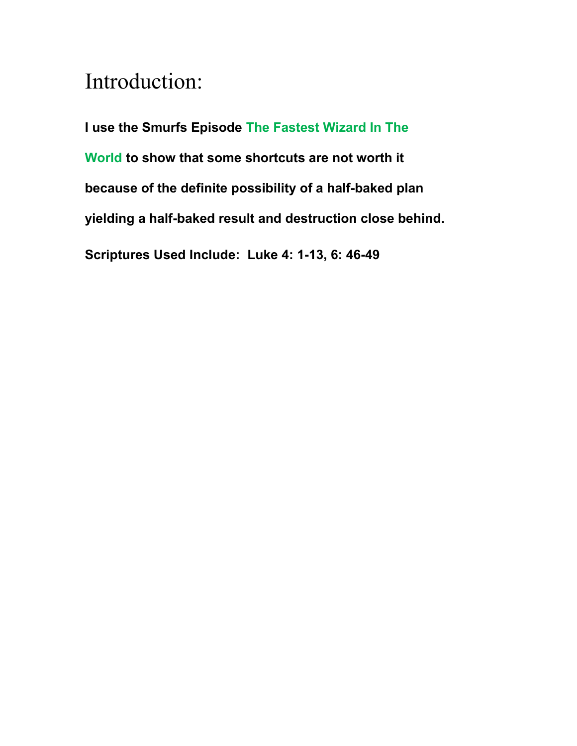# Introduction:

**I use the Smurfs Episode The Fastest Wizard In The World to show that some shortcuts are not worth it because of the definite possibility of a half-baked plan yielding a half-baked result and destruction close behind.**

**Scriptures Used Include: Luke 4: 1-13, 6: 46-49**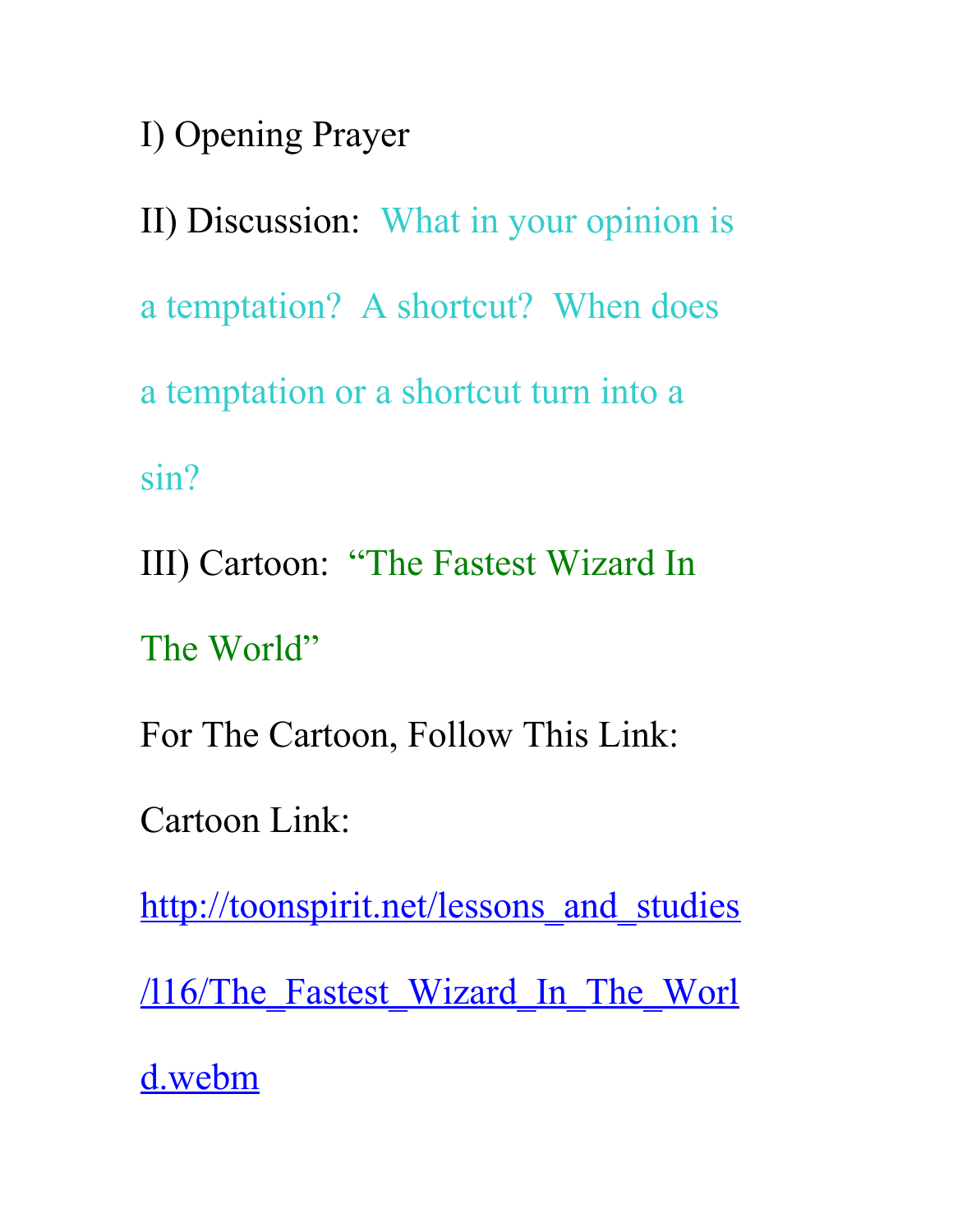I) Opening Prayer

II) Discussion: What in your opinion is a temptation? A shortcut? When does a temptation or a shortcut turn into a sin?

III) Cartoon: "The Fastest Wizard In The World"

For The Cartoon, Follow This Link:

Cartoon Link:

http://toonspirit.net/lessons_and_studies/l16/The_Fastest_Wizard_In_The_World.webm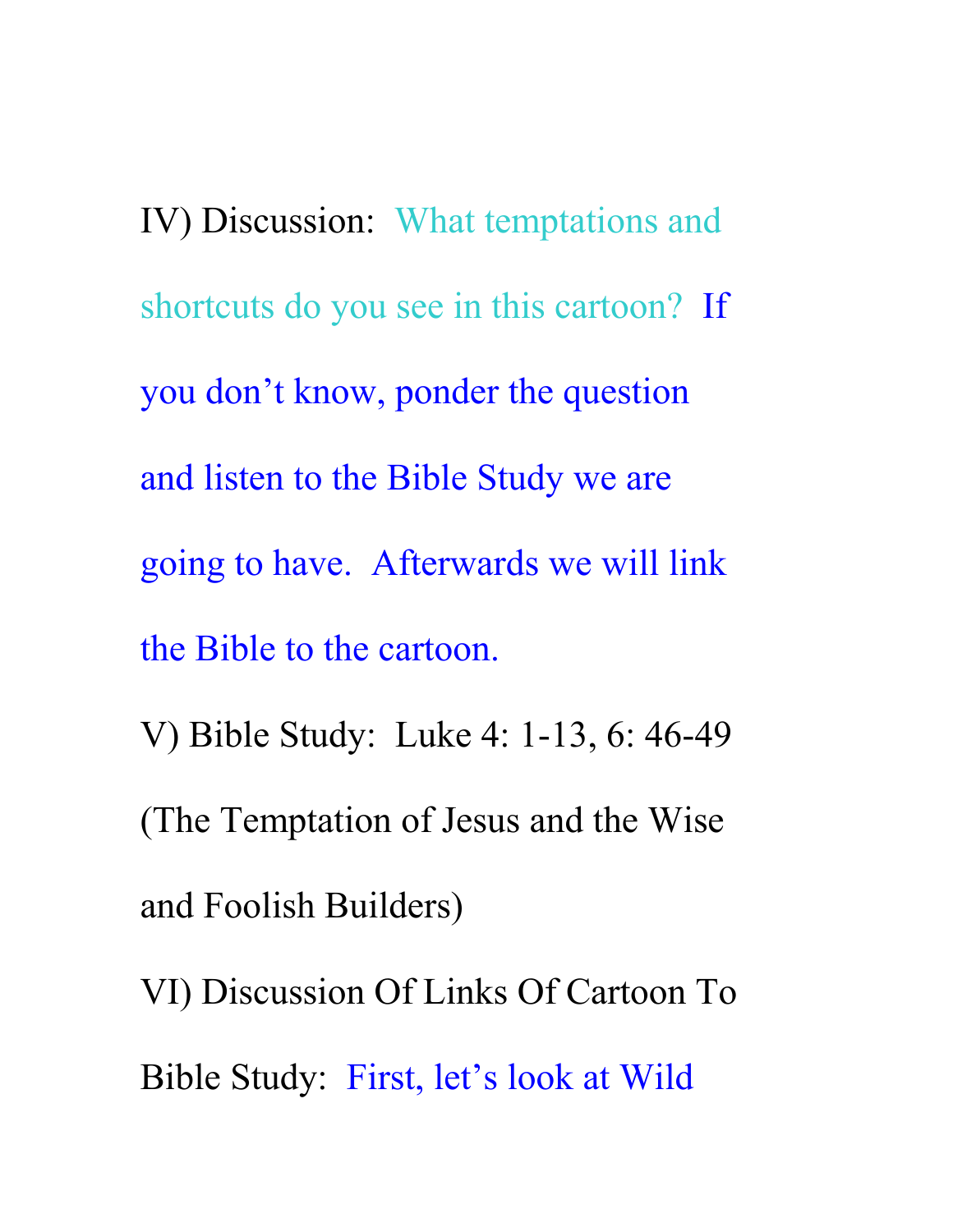IV) Discussion: What temptations and shortcuts do you see in this cartoon? If you don't know, ponder the question and listen to the Bible Study we are going to have. Afterwards we will link the Bible to the cartoon.

V) Bible Study: Luke 4: 1-13, 6: 46-49 (The Temptation of Jesus and the Wise and Foolish Builders)

VI) Discussion Of Links Of Cartoon To Bible Study: First, let's look at Wild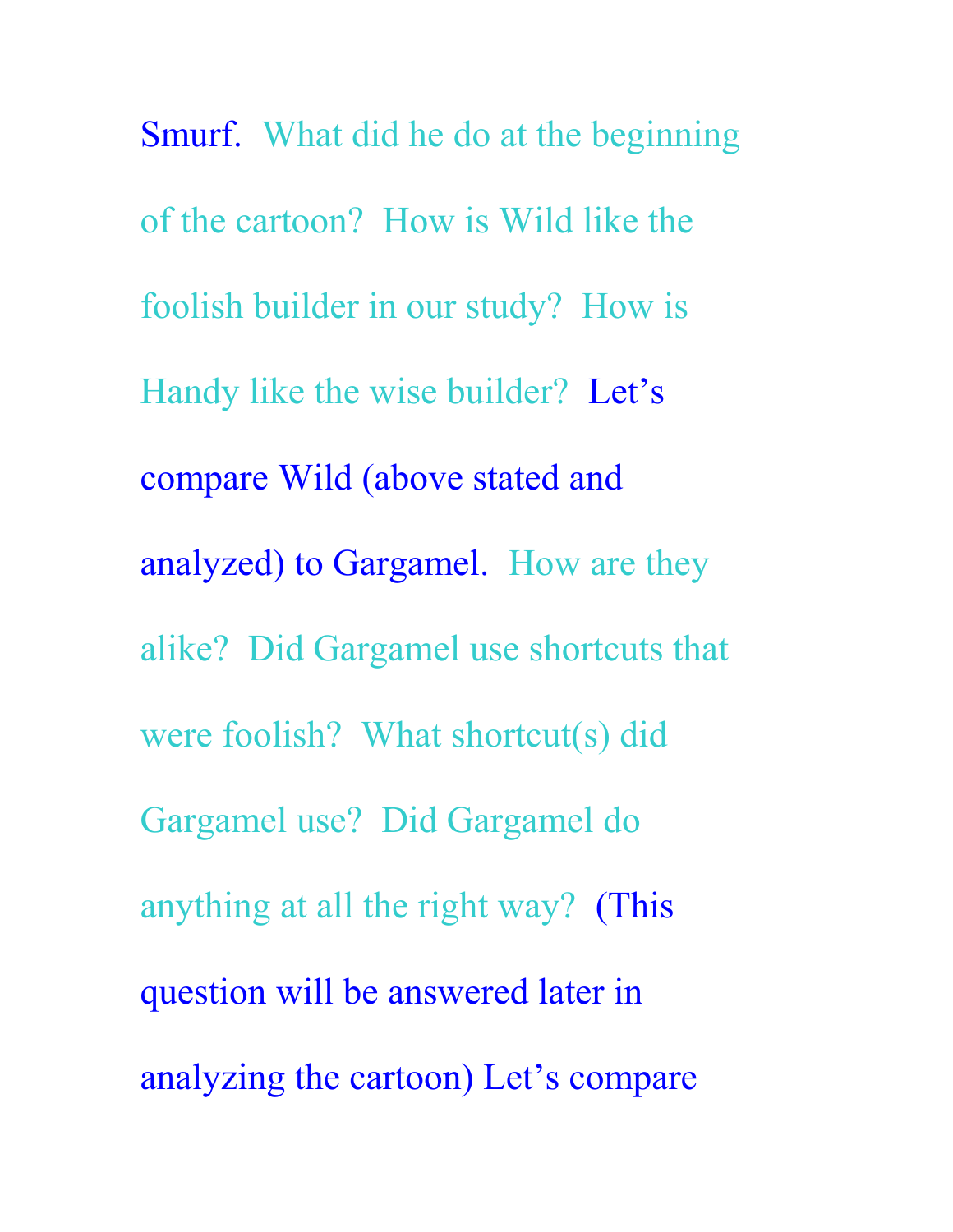Smurf. What did he do at the beginning of the cartoon? How is Wild like the foolish builder in our study? How is Handy like the wise builder? Let's compare Wild (above stated and analyzed) to Gargamel. How are they alike? Did Gargamel use shortcuts that were foolish? What shortcut(s) did Gargamel use? Did Gargamel do anything at all the right way? (This question will be answered later in analyzing the cartoon) Let's compare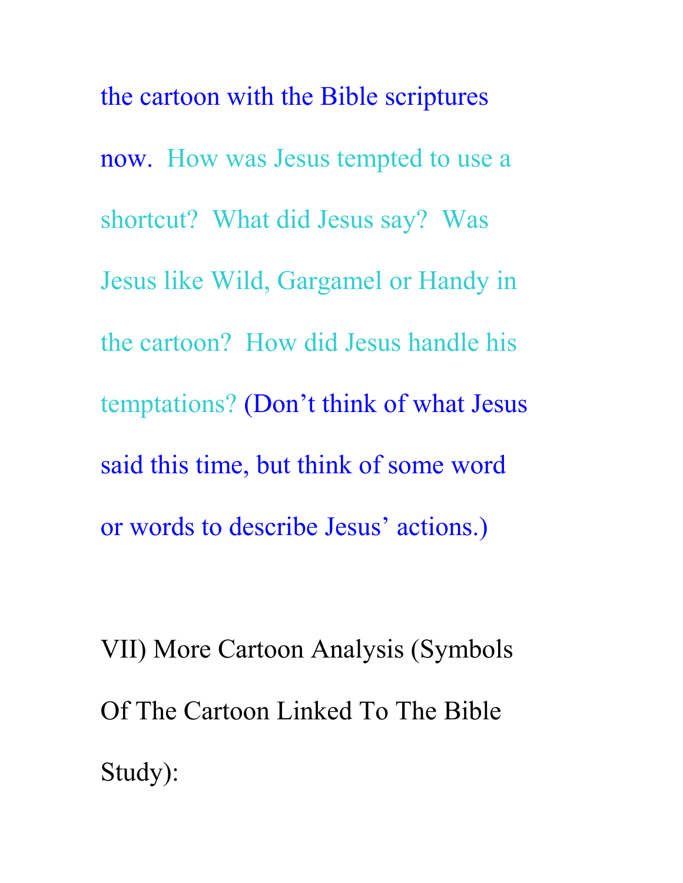the cartoon with the Bible scriptures now. How was Jesus tempted to use a shortcut? What did Jesus say? Was Jesus like Wild, Gargamel or Handy in the cartoon? How did Jesus handle his temptations? (Don't think of what Jesus said this time, but think of some word or words to describe Jesus' actions.)

VII) More Cartoon Analysis (Symbols Of The Cartoon Linked To The Bible Study):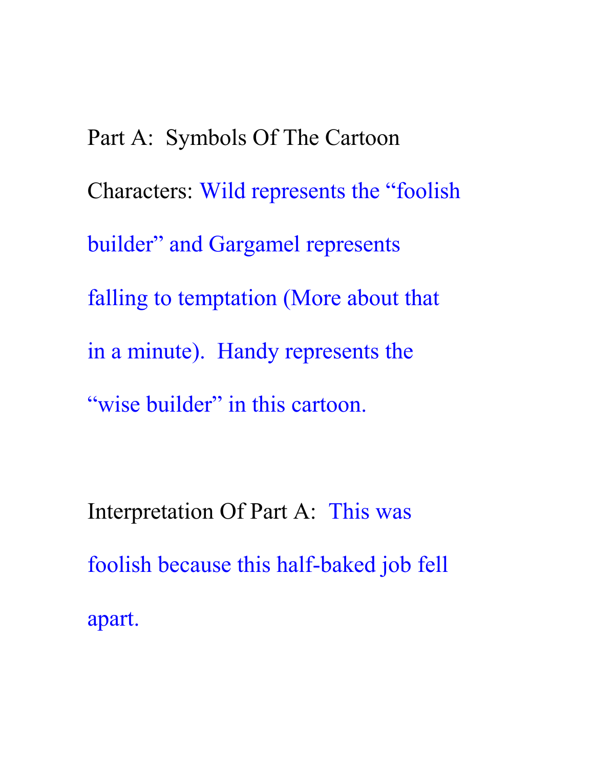Part A:  Symbols Of The Cartoon

Characters: Wild represents the “foolish builder” and Gargamel represents falling to temptation (More about that in a minute).  Handy represents the “wise builder” in this cartoon.

Interpretation Of Part A:  This was foolish because this half-baked job fell apart.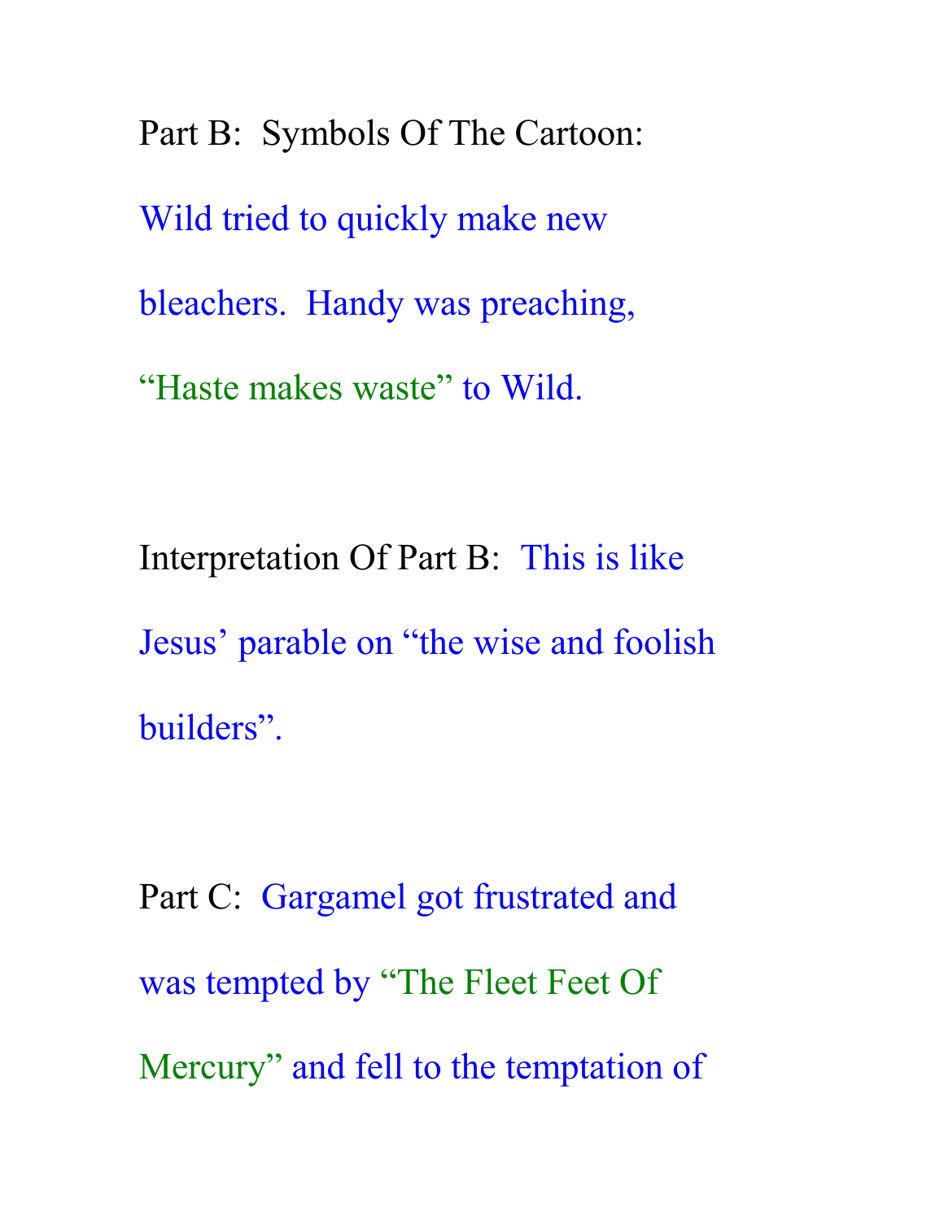Part B: Symbols Of The Cartoon:

Wild tried to quickly make new bleachers. Handy was preaching, "Haste makes waste" to Wild.

Interpretation Of Part B: This is like Jesus' parable on "the wise and foolish builders".

Part C: Gargamel got frustrated and was tempted by "The Fleet Feet Of Mercury" and fell to the temptation of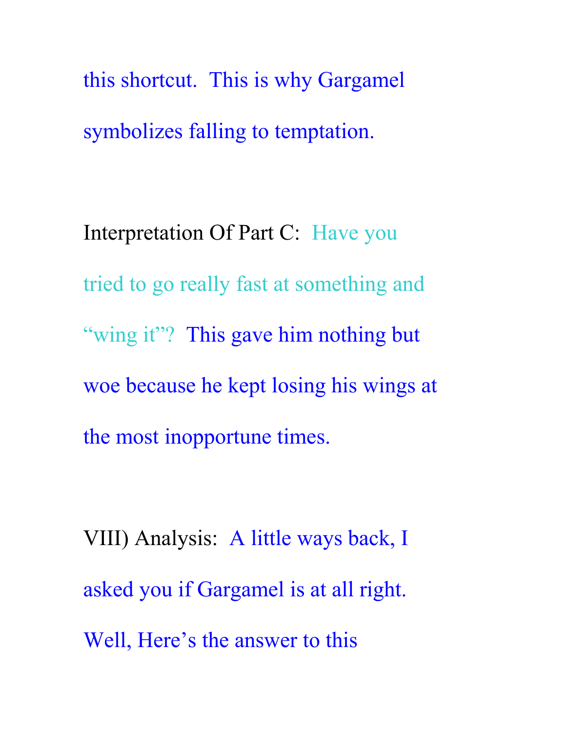this shortcut. This is why Gargamel symbolizes falling to temptation.

Interpretation Of Part C: Have you tried to go really fast at something and "wing it"? This gave him nothing but woe because he kept losing his wings at the most inopportune times.

VIII) Analysis: A little ways back, I asked you if Gargamel is at all right. Well, Here's the answer to this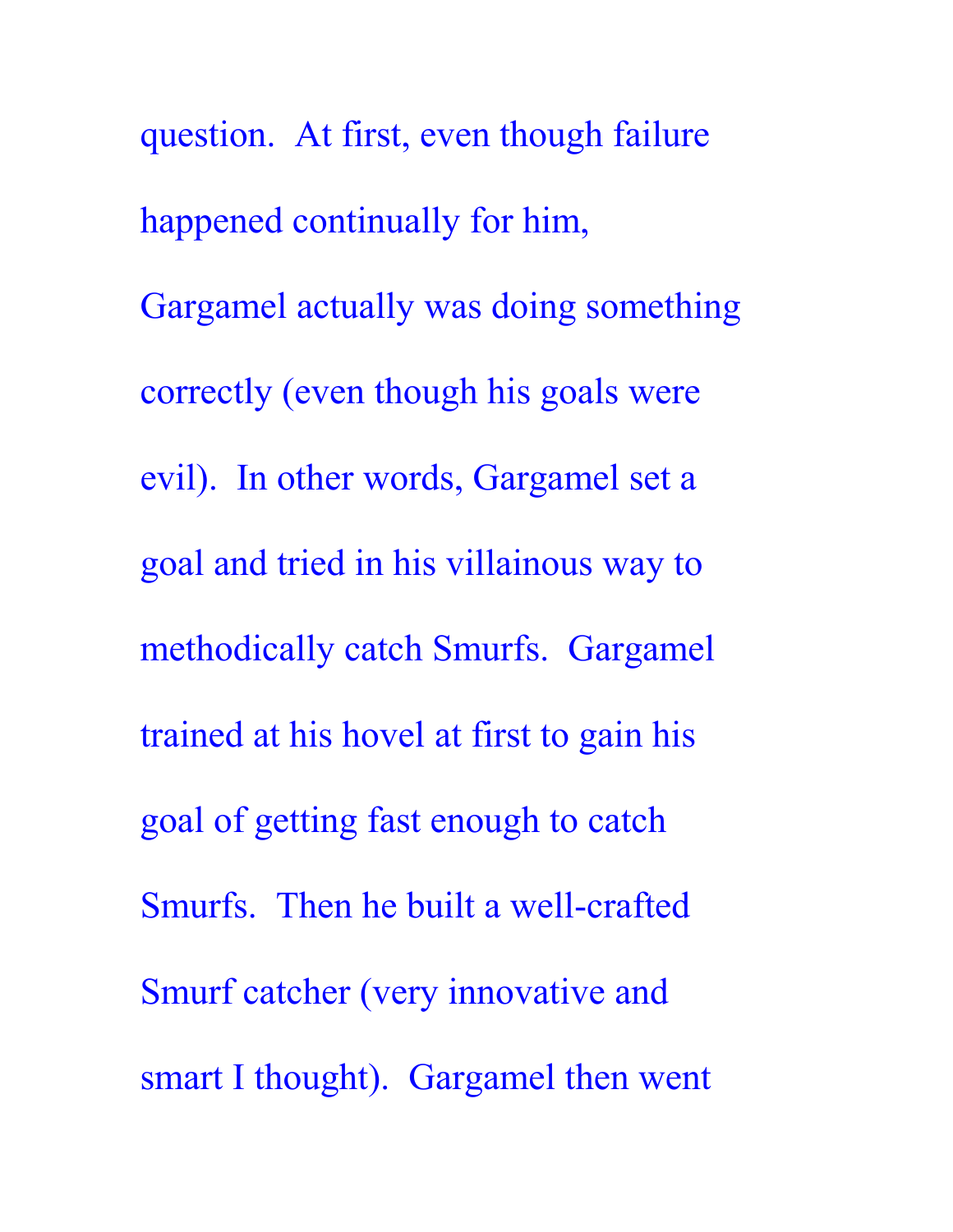question. At first, even though failure happened continually for him, Gargamel actually was doing something correctly (even though his goals were evil). In other words, Gargamel set a goal and tried in his villainous way to methodically catch Smurfs. Gargamel trained at his hovel at first to gain his goal of getting fast enough to catch Smurfs. Then he built a well-crafted Smurf catcher (very innovative and smart I thought). Gargamel then went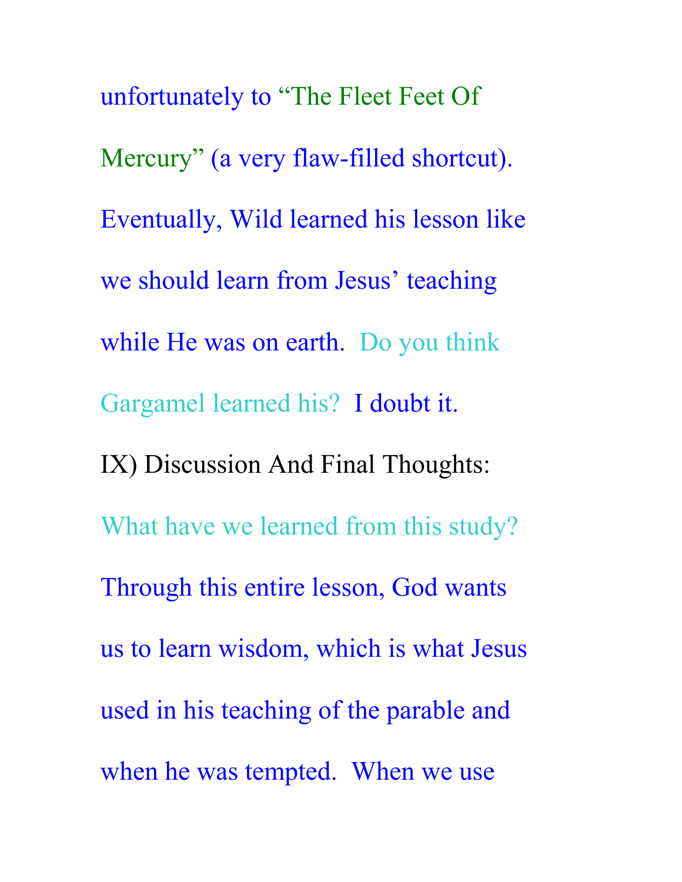unfortunately to "The Fleet Feet Of Mercury" (a very flaw-filled shortcut). Eventually, Wild learned his lesson like we should learn from Jesus' teaching while He was on earth. Do you think Gargamel learned his? I doubt it.

## IX) Discussion And Final Thoughts:

What have we learned from this study? Through this entire lesson, God wants us to learn wisdom, which is what Jesus used in his teaching of the parable and when he was tempted. When we use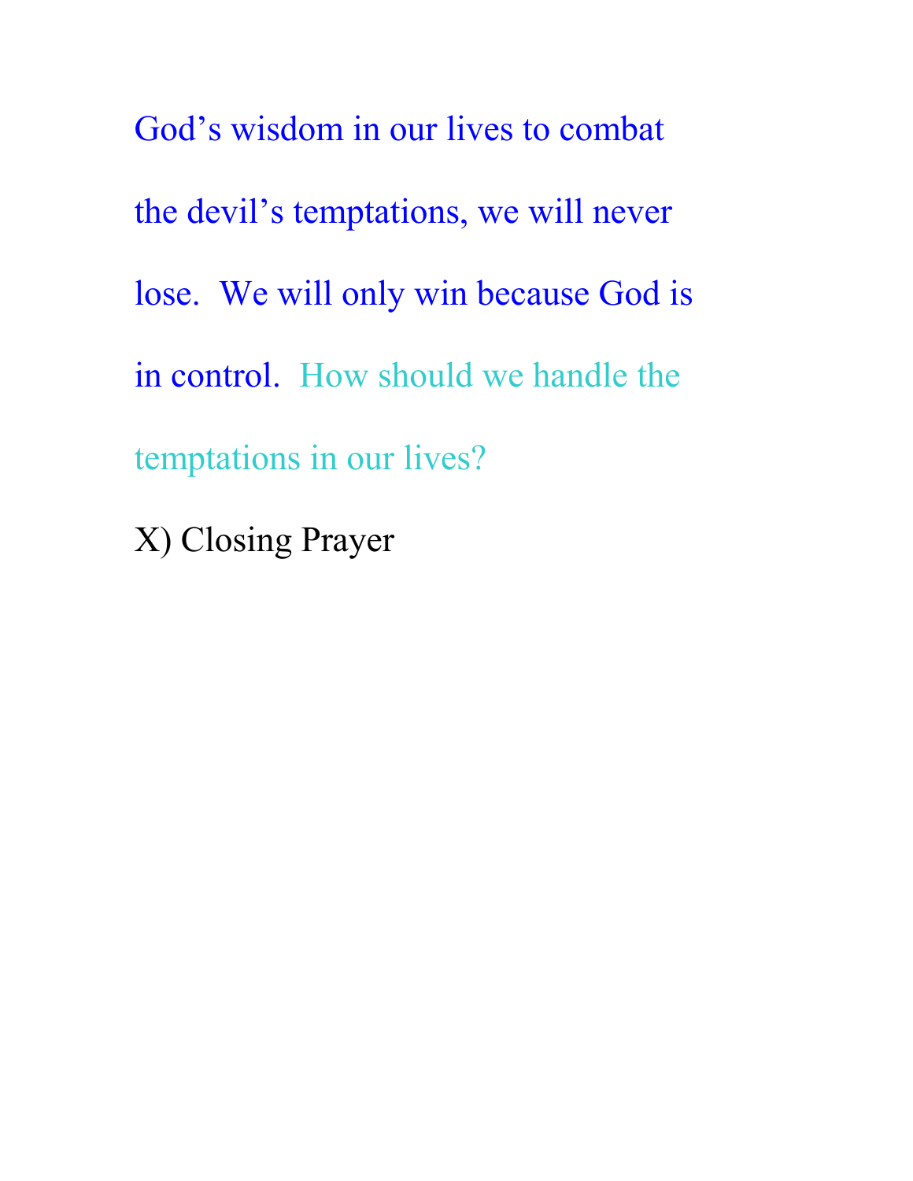God's wisdom in our lives to combat the devil's temptations, we will never lose.  We will only win because God is in control.  How should we handle the temptations in our lives?

X) Closing Prayer